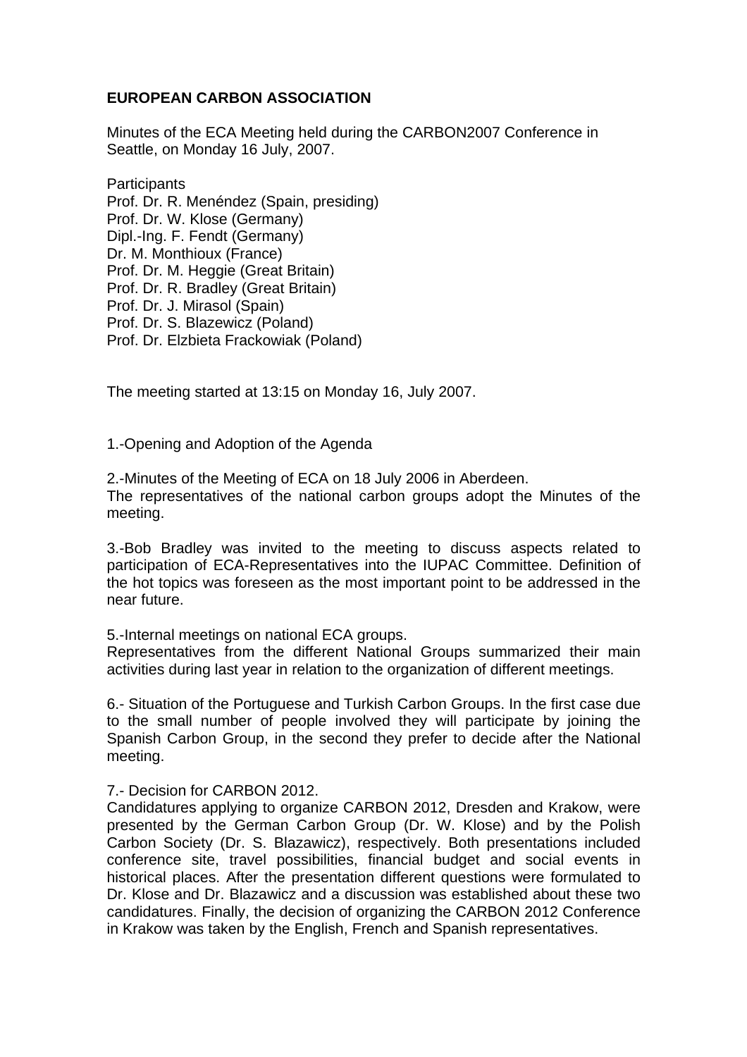**EUROPEAN CARBON ASSOCIATION**

Minutes of the ECA Meeting held during the CARBON2007 Conference in Seattle, on Monday 16 July, 2007.

Participants
Prof. Dr. R. Menéndez (Spain, presiding)
Prof. Dr. W. Klose (Germany)
Dipl.-Ing. F. Fendt (Germany)
Dr. M. Monthioux (France)
Prof. Dr. M. Heggie (Great Britain)
Prof. Dr. R. Bradley (Great Britain)
Prof. Dr. J. Mirasol (Spain)
Prof. Dr. S. Blazewicz (Poland)
Prof. Dr. Elzbieta Frackowiak (Poland)

The meeting started at 13:15 on Monday 16, July 2007.

1.-Opening and Adoption of the Agenda

2.-Minutes of the Meeting of ECA on 18 July 2006 in Aberdeen.
The representatives of the national carbon groups adopt the Minutes of the meeting.

3.-Bob Bradley was invited to the meeting to discuss aspects related to participation of ECA-Representatives into the IUPAC Committee. Definition of the hot topics was foreseen as the most important point to be addressed in the near future.

5.-Internal meetings on national ECA groups.
Representatives from the different National Groups summarized their main activities during last year in relation to the organization of different meetings.

6.- Situation of the Portuguese and Turkish Carbon Groups. In the first case due to the small number of people involved they will participate by joining the Spanish Carbon Group, in the second they prefer to decide after the National meeting.

7.- Decision for CARBON 2012.
Candidatures applying to organize CARBON 2012, Dresden and Krakow, were presented by the German Carbon Group (Dr. W. Klose) and by the Polish Carbon Society (Dr. S. Blazawicz), respectively. Both presentations included conference site, travel possibilities, financial budget and social events in historical places. After the presentation different questions were formulated to Dr. Klose and Dr. Blazawicz and a discussion was established about these two candidatures. Finally, the decision of organizing the CARBON 2012 Conference in Krakow was taken by the English, French and Spanish representatives.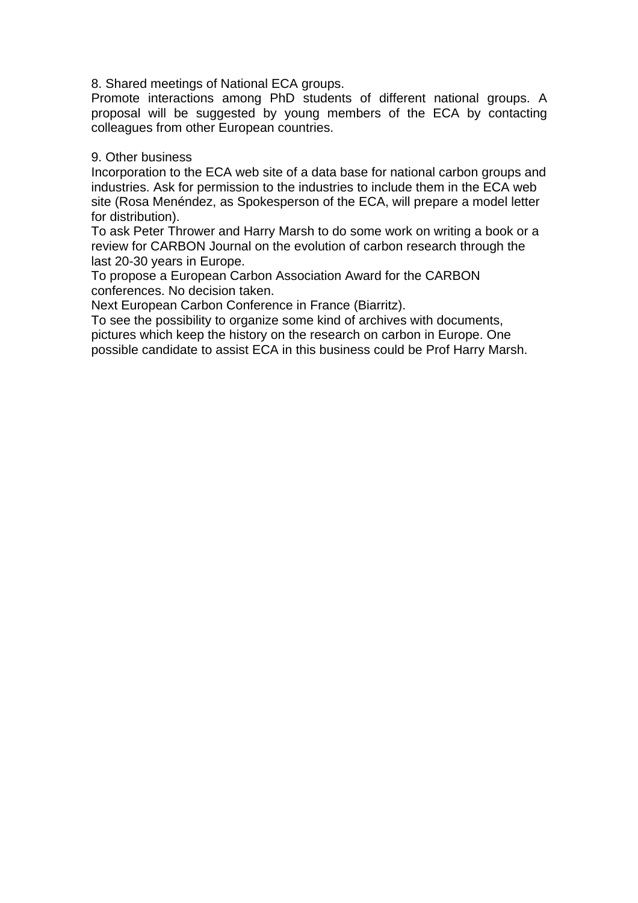8. Shared meetings of National ECA groups.

Promote interactions among PhD students of different national groups. A proposal will be suggested by young members of the ECA by contacting colleagues from other European countries.

9. Other business

Incorporation to the ECA web site of a data base for national carbon groups and industries. Ask for permission to the industries to include them in the ECA web site (Rosa Menéndez, as Spokesperson of the ECA, will prepare a model letter for distribution).

To ask Peter Thrower and Harry Marsh to do some work on writing a book or a review for CARBON Journal on the evolution of carbon research through the last 20-30 years in Europe.

To propose a European Carbon Association Award for the CARBON conferences. No decision taken.

Next European Carbon Conference in France (Biarritz).

To see the possibility to organize some kind of archives with documents, pictures which keep the history on the research on carbon in Europe. One possible candidate to assist ECA in this business could be Prof Harry Marsh.